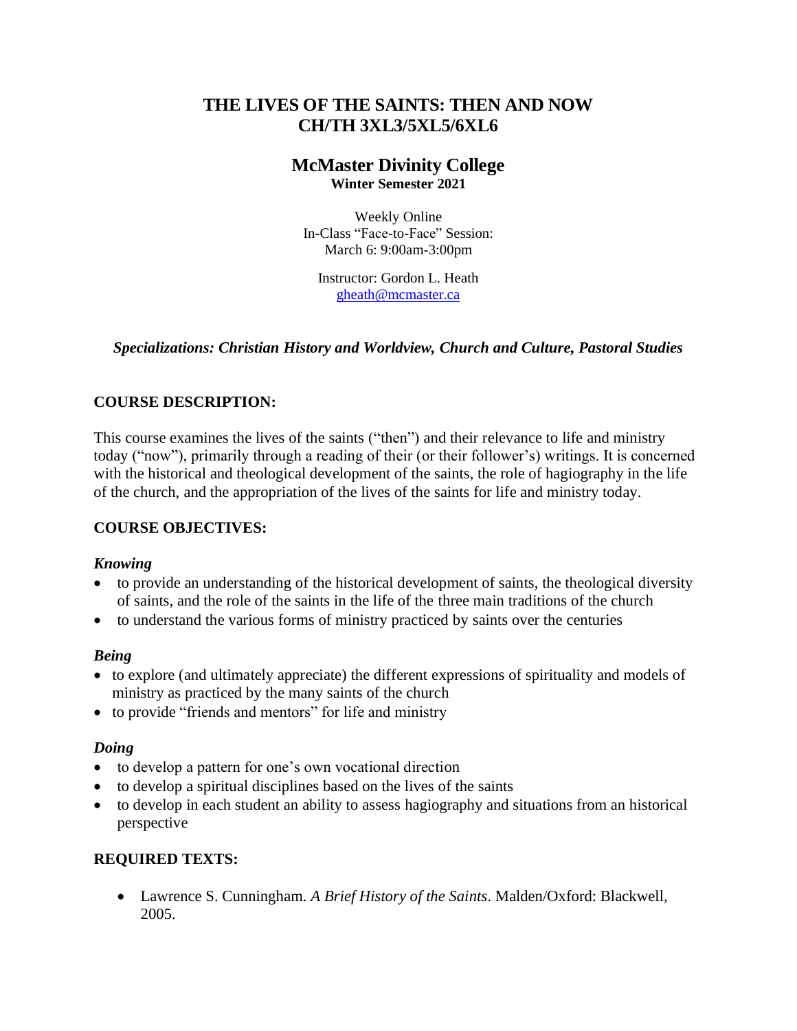# THE LIVES OF THE SAINTS: THEN AND NOW
# CH/TH 3XL3/5XL5/6XL6

## McMaster Divinity College
**Winter Semester 2021**

Weekly Online
In-Class "Face-to-Face" Session:
March 6: 9:00am-3:00pm

Instructor: Gordon L. Heath
gheath@mcmaster.ca

***Specializations: Christian History and Worldview, Church and Culture, Pastoral Studies***

## COURSE DESCRIPTION:

This course examines the lives of the saints ("then") and their relevance to life and ministry today ("now"), primarily through a reading of their (or their follower's) writings. It is concerned with the historical and theological development of the saints, the role of hagiography in the life of the church, and the appropriation of the lives of the saints for life and ministry today.

## COURSE OBJECTIVES:

### *Knowing*

- to provide an understanding of the historical development of saints, the theological diversity of saints, and the role of the saints in the life of the three main traditions of the church
- to understand the various forms of ministry practiced by saints over the centuries

### *Being*

- to explore (and ultimately appreciate) the different expressions of spirituality and models of ministry as practiced by the many saints of the church
- to provide "friends and mentors" for life and ministry

### *Doing*

- to develop a pattern for one's own vocational direction
- to develop a spiritual disciplines based on the lives of the saints
- to develop in each student an ability to assess hagiography and situations from an historical perspective

## REQUIRED TEXTS:

- Lawrence S. Cunningham. *A Brief History of the Saints*. Malden/Oxford: Blackwell, 2005.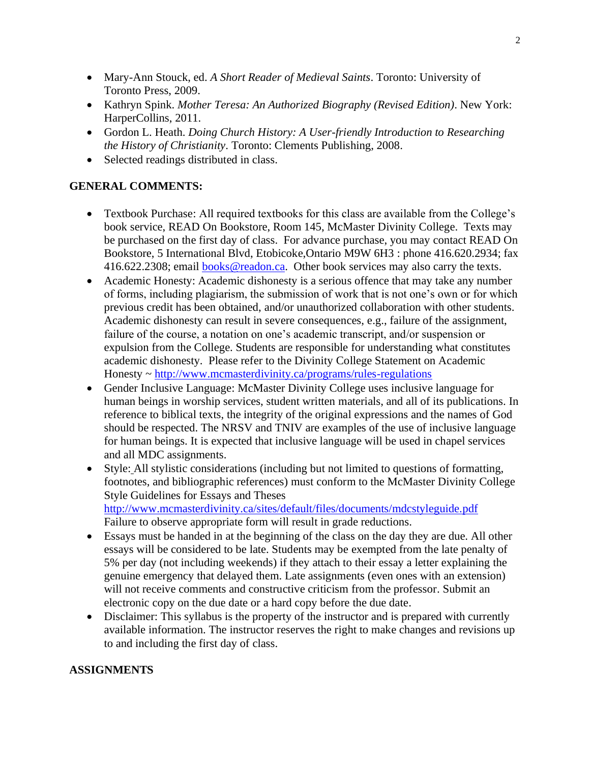- Mary-Ann Stouck, ed. *A Short Reader of Medieval Saints*. Toronto: University of Toronto Press, 2009.
- Kathryn Spink. *Mother Teresa: An Authorized Biography (Revised Edition)*. New York: HarperCollins, 2011.
- Gordon L. Heath. *Doing Church History: A User-friendly Introduction to Researching the History of Christianity*. Toronto: Clements Publishing, 2008.
- Selected readings distributed in class.

**GENERAL COMMENTS:**

- Textbook Purchase: All required textbooks for this class are available from the College's book service, READ On Bookstore, Room 145, McMaster Divinity College. Texts may be purchased on the first day of class. For advance purchase, you may contact READ On Bookstore, 5 International Blvd, Etobicoke,Ontario M9W 6H3 : phone 416.620.2934; fax 416.622.2308; email books@readon.ca. Other book services may also carry the texts.
- Academic Honesty: Academic dishonesty is a serious offence that may take any number of forms, including plagiarism, the submission of work that is not one's own or for which previous credit has been obtained, and/or unauthorized collaboration with other students. Academic dishonesty can result in severe consequences, e.g., failure of the assignment, failure of the course, a notation on one's academic transcript, and/or suspension or expulsion from the College. Students are responsible for understanding what constitutes academic dishonesty. Please refer to the Divinity College Statement on Academic Honesty ~ http://www.mcmasterdivinity.ca/programs/rules-regulations
- Gender Inclusive Language: McMaster Divinity College uses inclusive language for human beings in worship services, student written materials, and all of its publications. In reference to biblical texts, the integrity of the original expressions and the names of God should be respected. The NRSV and TNIV are examples of the use of inclusive language for human beings. It is expected that inclusive language will be used in chapel services and all MDC assignments.
- Style: All stylistic considerations (including but not limited to questions of formatting, footnotes, and bibliographic references) must conform to the McMaster Divinity College Style Guidelines for Essays and Theses http://www.mcmasterdivinity.ca/sites/default/files/documents/mdcstyleguide.pdf Failure to observe appropriate form will result in grade reductions.
- Essays must be handed in at the beginning of the class on the day they are due. All other essays will be considered to be late. Students may be exempted from the late penalty of 5% per day (not including weekends) if they attach to their essay a letter explaining the genuine emergency that delayed them. Late assignments (even ones with an extension) will not receive comments and constructive criticism from the professor. Submit an electronic copy on the due date or a hard copy before the due date.
- Disclaimer: This syllabus is the property of the instructor and is prepared with currently available information. The instructor reserves the right to make changes and revisions up to and including the first day of class.

**ASSIGNMENTS**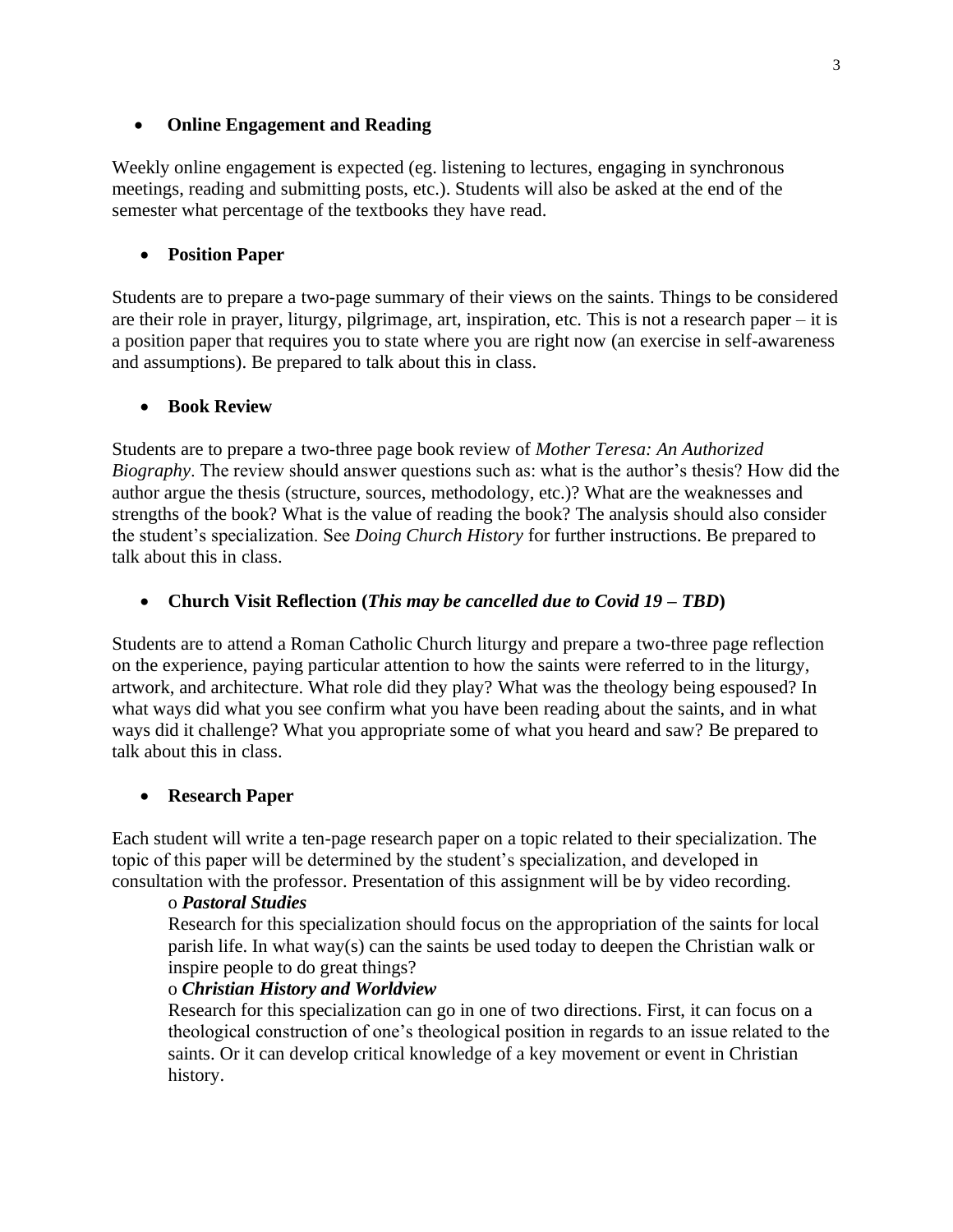- **Online Engagement and Reading**

Weekly online engagement is expected (eg. listening to lectures, engaging in synchronous meetings, reading and submitting posts, etc.). Students will also be asked at the end of the semester what percentage of the textbooks they have read.

- **Position Paper**

Students are to prepare a two-page summary of their views on the saints. Things to be considered are their role in prayer, liturgy, pilgrimage, art, inspiration, etc. This is not a research paper – it is a position paper that requires you to state where you are right now (an exercise in self-awareness and assumptions). Be prepared to talk about this in class.

- **Book Review**

Students are to prepare a two-three page book review of *Mother Teresa: An Authorized Biography*. The review should answer questions such as: what is the author's thesis? How did the author argue the thesis (structure, sources, methodology, etc.)? What are the weaknesses and strengths of the book? What is the value of reading the book? The analysis should also consider the student's specialization. See *Doing Church History* for further instructions. Be prepared to talk about this in class.

- **Church Visit Reflection (*This may be cancelled due to Covid 19 – TBD*)**

Students are to attend a Roman Catholic Church liturgy and prepare a two-three page reflection on the experience, paying particular attention to how the saints were referred to in the liturgy, artwork, and architecture. What role did they play? What was the theology being espoused? In what ways did what you see confirm what you have been reading about the saints, and in what ways did it challenge? What you appropriate some of what you heard and saw? Be prepared to talk about this in class.

- **Research Paper**

Each student will write a ten-page research paper on a topic related to their specialization. The topic of this paper will be determined by the student's specialization, and developed in consultation with the professor. Presentation of this assignment will be by video recording.

  - ***Pastoral Studies***

    Research for this specialization should focus on the appropriation of the saints for local parish life. In what way(s) can the saints be used today to deepen the Christian walk or inspire people to do great things?

  - ***Christian History and Worldview***

    Research for this specialization can go in one of two directions. First, it can focus on a theological construction of one's theological position in regards to an issue related to the saints. Or it can develop critical knowledge of a key movement or event in Christian history.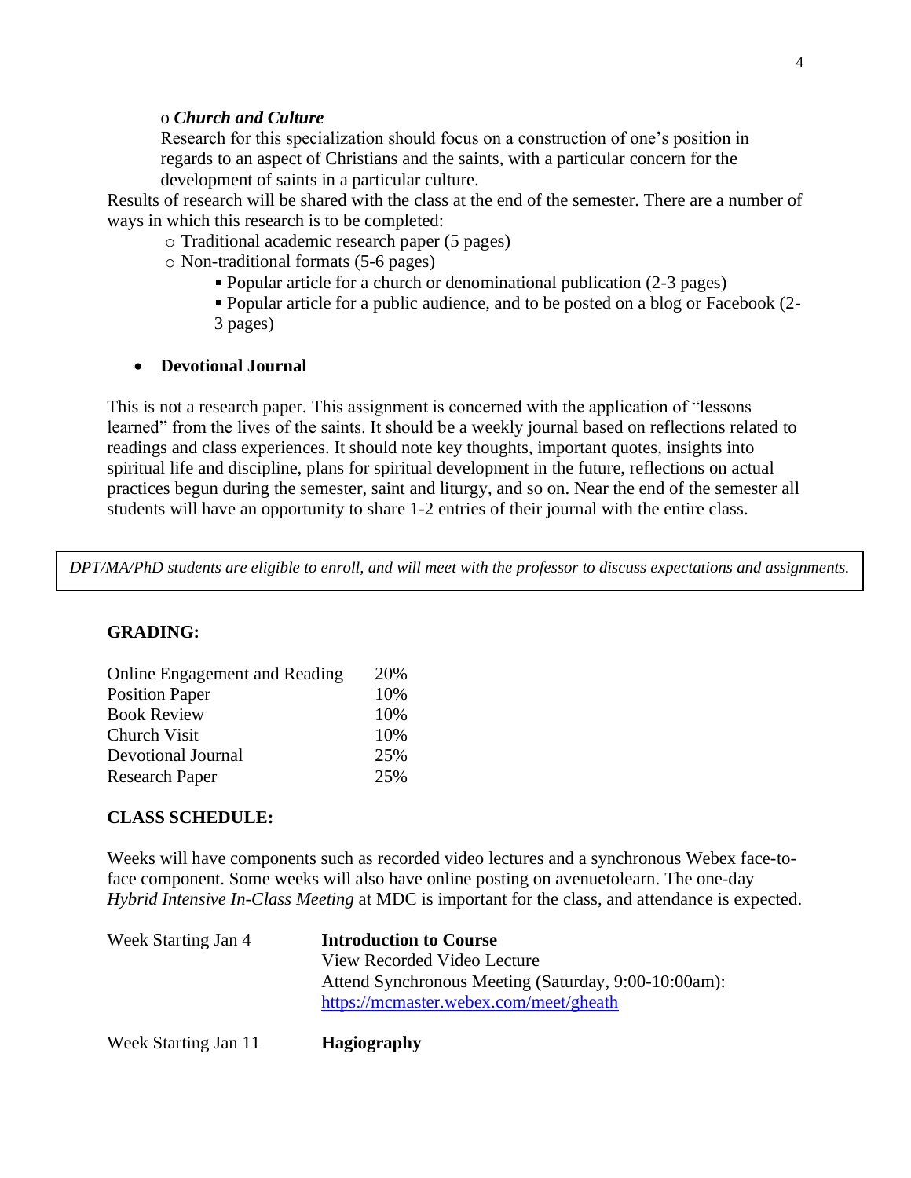o ***Church and Culture***

Research for this specialization should focus on a construction of one's position in regards to an aspect of Christians and the saints, with a particular concern for the development of saints in a particular culture.

Results of research will be shared with the class at the end of the semester. There are a number of ways in which this research is to be completed:

- Traditional academic research paper (5 pages)
- Non-traditional formats (5-6 pages)
  - Popular article for a church or denominational publication (2-3 pages)
  - Popular article for a public audience, and to be posted on a blog or Facebook (2-3 pages)

- **Devotional Journal**

This is not a research paper. This assignment is concerned with the application of "lessons learned" from the lives of the saints. It should be a weekly journal based on reflections related to readings and class experiences. It should note key thoughts, important quotes, insights into spiritual life and discipline, plans for spiritual development in the future, reflections on actual practices begun during the semester, saint and liturgy, and so on. Near the end of the semester all students will have an opportunity to share 1-2 entries of their journal with the entire class.

*DPT/MA/PhD students are eligible to enroll, and will meet with the professor to discuss expectations and assignments.*

**GRADING:**

| | |
|---|---|
| Online Engagement and Reading | 20% |
| Position Paper | 10% |
| Book Review | 10% |
| Church Visit | 10% |
| Devotional Journal | 25% |
| Research Paper | 25% |

**CLASS SCHEDULE:**

Weeks will have components such as recorded video lectures and a synchronous Webex face-to-face component. Some weeks will also have online posting on avenuetolearn. The one-day *Hybrid Intensive In-Class Meeting* at MDC is important for the class, and attendance is expected.

Week Starting Jan 4 — **Introduction to Course**
View Recorded Video Lecture
Attend Synchronous Meeting (Saturday, 9:00-10:00am): https://mcmaster.webex.com/meet/gheath

Week Starting Jan 11 — **Hagiography**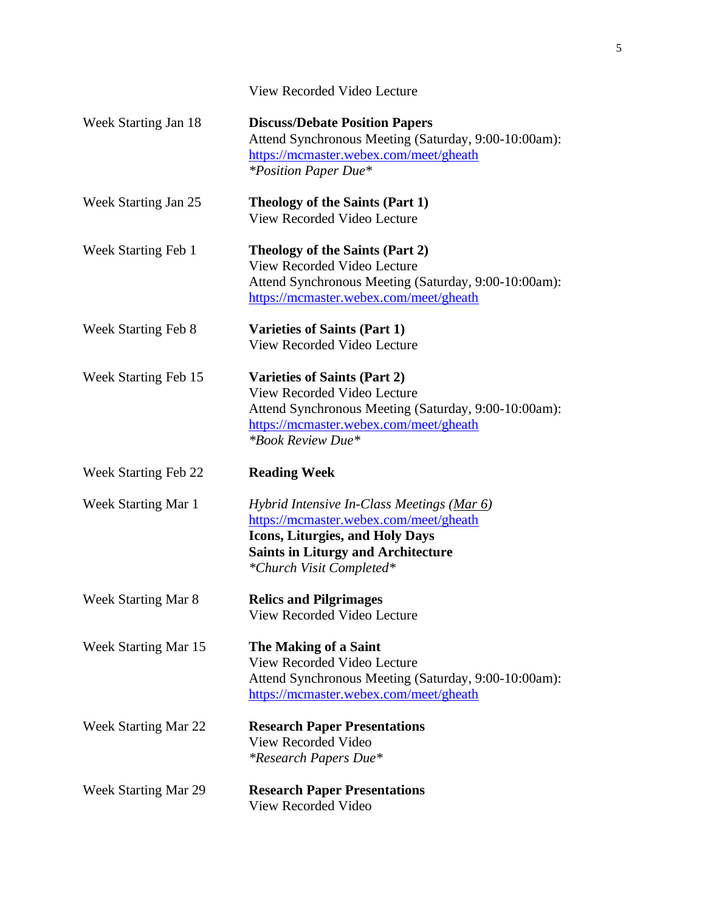| | |
|---|---|
| | View Recorded Video Lecture |
| Week Starting Jan 18 | **Discuss/Debate Position Papers**<br>Attend Synchronous Meeting (Saturday, 9:00-10:00am): https://mcmaster.webex.com/meet/gheath<br>*\*Position Paper Due\** |
| Week Starting Jan 25 | **Theology of the Saints (Part 1)**<br>View Recorded Video Lecture |
| Week Starting Feb 1 | **Theology of the Saints (Part 2)**<br>View Recorded Video Lecture<br>Attend Synchronous Meeting (Saturday, 9:00-10:00am): https://mcmaster.webex.com/meet/gheath |
| Week Starting Feb 8 | **Varieties of Saints (Part 1)**<br>View Recorded Video Lecture |
| Week Starting Feb 15 | **Varieties of Saints (Part 2)**<br>View Recorded Video Lecture<br>Attend Synchronous Meeting (Saturday, 9:00-10:00am): https://mcmaster.webex.com/meet/gheath<br>*\*Book Review Due\** |
| Week Starting Feb 22 | **Reading Week** |
| Week Starting Mar 1 | *Hybrid Intensive In-Class Meetings (Mar 6)*<br>https://mcmaster.webex.com/meet/gheath<br>**Icons, Liturgies, and Holy Days**<br>**Saints in Liturgy and Architecture**<br>*\*Church Visit Completed\** |
| Week Starting Mar 8 | **Relics and Pilgrimages**<br>View Recorded Video Lecture |
| Week Starting Mar 15 | **The Making of a Saint**<br>View Recorded Video Lecture<br>Attend Synchronous Meeting (Saturday, 9:00-10:00am): https://mcmaster.webex.com/meet/gheath |
| Week Starting Mar 22 | **Research Paper Presentations**<br>View Recorded Video<br>*\*Research Papers Due\** |
| Week Starting Mar 29 | **Research Paper Presentations**<br>View Recorded Video |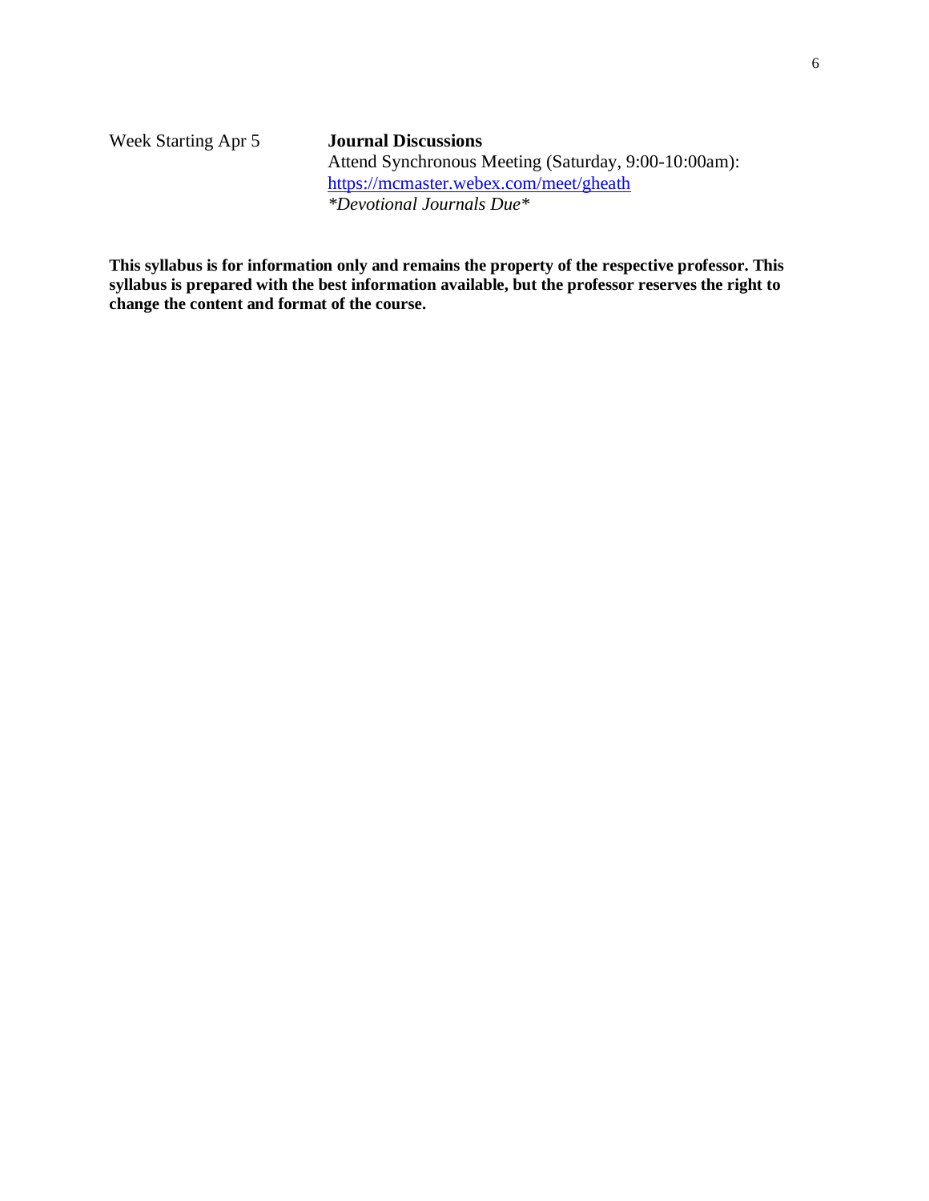| | |
|---|---|
| Week Starting Apr 5 | **Journal Discussions**<br>Attend Synchronous Meeting (Saturday, 9:00-10:00am): [https://mcmaster.webex.com/meet/gheath](https://mcmaster.webex.com/meet/gheath)<br>*\*Devotional Journals Due\** |

**This syllabus is for information only and remains the property of the respective professor. This syllabus is prepared with the best information available, but the professor reserves the right to change the content and format of the course.**